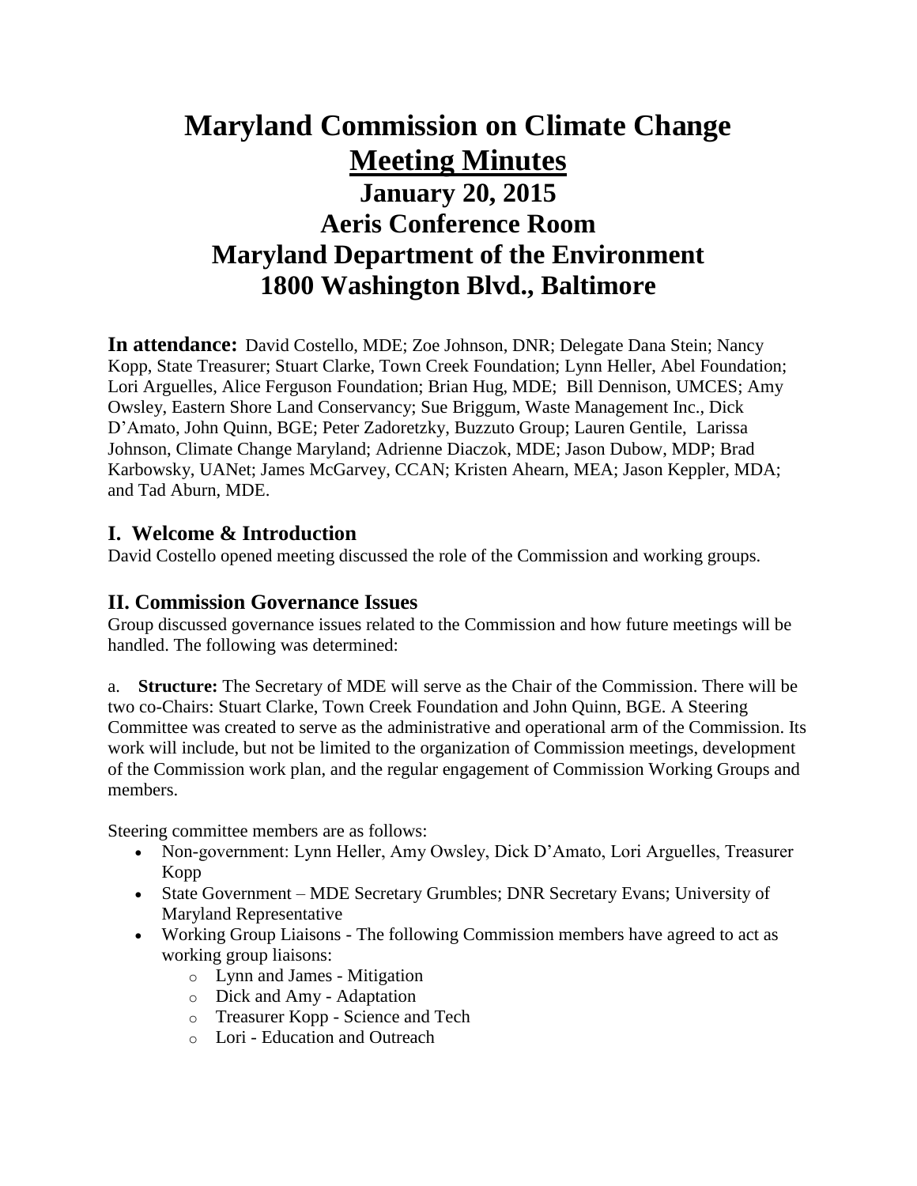# Maryland Commission on Climate Change
## Meeting Minutes
## January 20, 2015
## Aeris Conference Room
## Maryland Department of the Environment
## 1800 Washington Blvd., Baltimore

**In attendance:** David Costello, MDE; Zoe Johnson, DNR; Delegate Dana Stein; Nancy Kopp, State Treasurer; Stuart Clarke, Town Creek Foundation; Lynn Heller, Abel Foundation; Lori Arguelles, Alice Ferguson Foundation; Brian Hug, MDE; Bill Dennison, UMCES; Amy Owsley, Eastern Shore Land Conservancy; Sue Briggum, Waste Management Inc., Dick D'Amato, John Quinn, BGE; Peter Zadoretzky, Buzzuto Group; Lauren Gentile, Larissa Johnson, Climate Change Maryland; Adrienne Diaczok, MDE; Jason Dubow, MDP; Brad Karbowsky, UANet; James McGarvey, CCAN; Kristen Ahearn, MEA; Jason Keppler, MDA; and Tad Aburn, MDE.

### I. Welcome & Introduction

David Costello opened meeting discussed the role of the Commission and working groups.

### II. Commission Governance Issues

Group discussed governance issues related to the Commission and how future meetings will be handled. The following was determined:

a. **Structure:** The Secretary of MDE will serve as the Chair of the Commission. There will be two co-Chairs: Stuart Clarke, Town Creek Foundation and John Quinn, BGE. A Steering Committee was created to serve as the administrative and operational arm of the Commission. Its work will include, but not be limited to the organization of Commission meetings, development of the Commission work plan, and the regular engagement of Commission Working Groups and members.

Steering committee members are as follows:

- Non-government: Lynn Heller, Amy Owsley, Dick D'Amato, Lori Arguelles, Treasurer Kopp
- State Government – MDE Secretary Grumbles; DNR Secretary Evans; University of Maryland Representative
- Working Group Liaisons - The following Commission members have agreed to act as working group liaisons:
  - Lynn and James - Mitigation
  - Dick and Amy - Adaptation
  - Treasurer Kopp - Science and Tech
  - Lori - Education and Outreach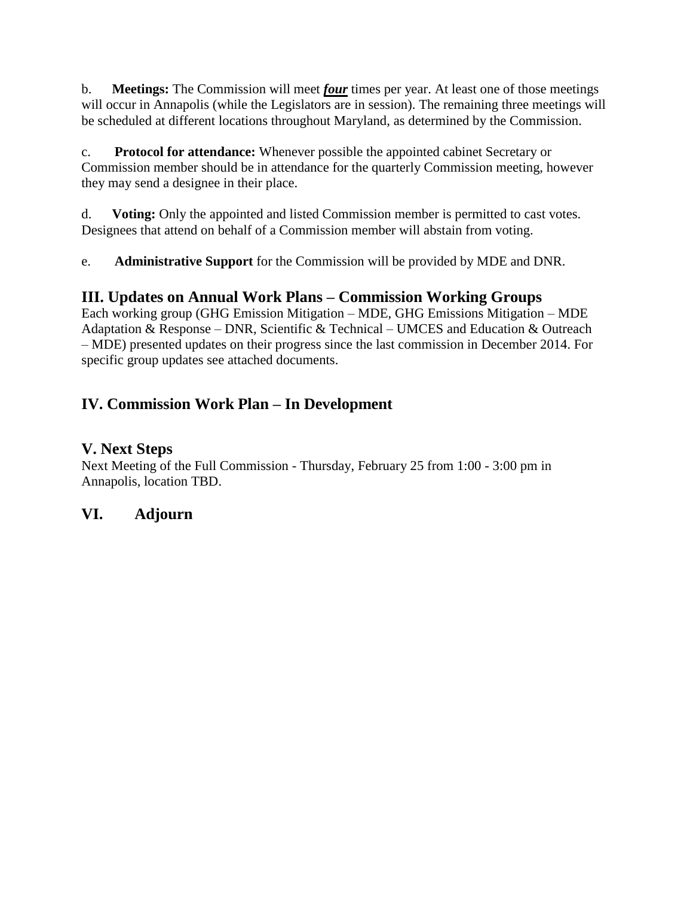b. **Meetings:** The Commission will meet ***four*** times per year. At least one of those meetings will occur in Annapolis (while the Legislators are in session). The remaining three meetings will be scheduled at different locations throughout Maryland, as determined by the Commission.

c. **Protocol for attendance:** Whenever possible the appointed cabinet Secretary or Commission member should be in attendance for the quarterly Commission meeting, however they may send a designee in their place.

d. **Voting:** Only the appointed and listed Commission member is permitted to cast votes. Designees that attend on behalf of a Commission member will abstain from voting.

e. **Administrative Support** for the Commission will be provided by MDE and DNR.

## III. Updates on Annual Work Plans – Commission Working Groups

Each working group (GHG Emission Mitigation – MDE, GHG Emissions Mitigation – MDE Adaptation & Response – DNR, Scientific & Technical – UMCES and Education & Outreach – MDE) presented updates on their progress since the last commission in December 2014. For specific group updates see attached documents.

## IV. Commission Work Plan – In Development

## V. Next Steps

Next Meeting of the Full Commission - Thursday, February 25 from 1:00 - 3:00 pm in Annapolis, location TBD.

## VI. Adjourn